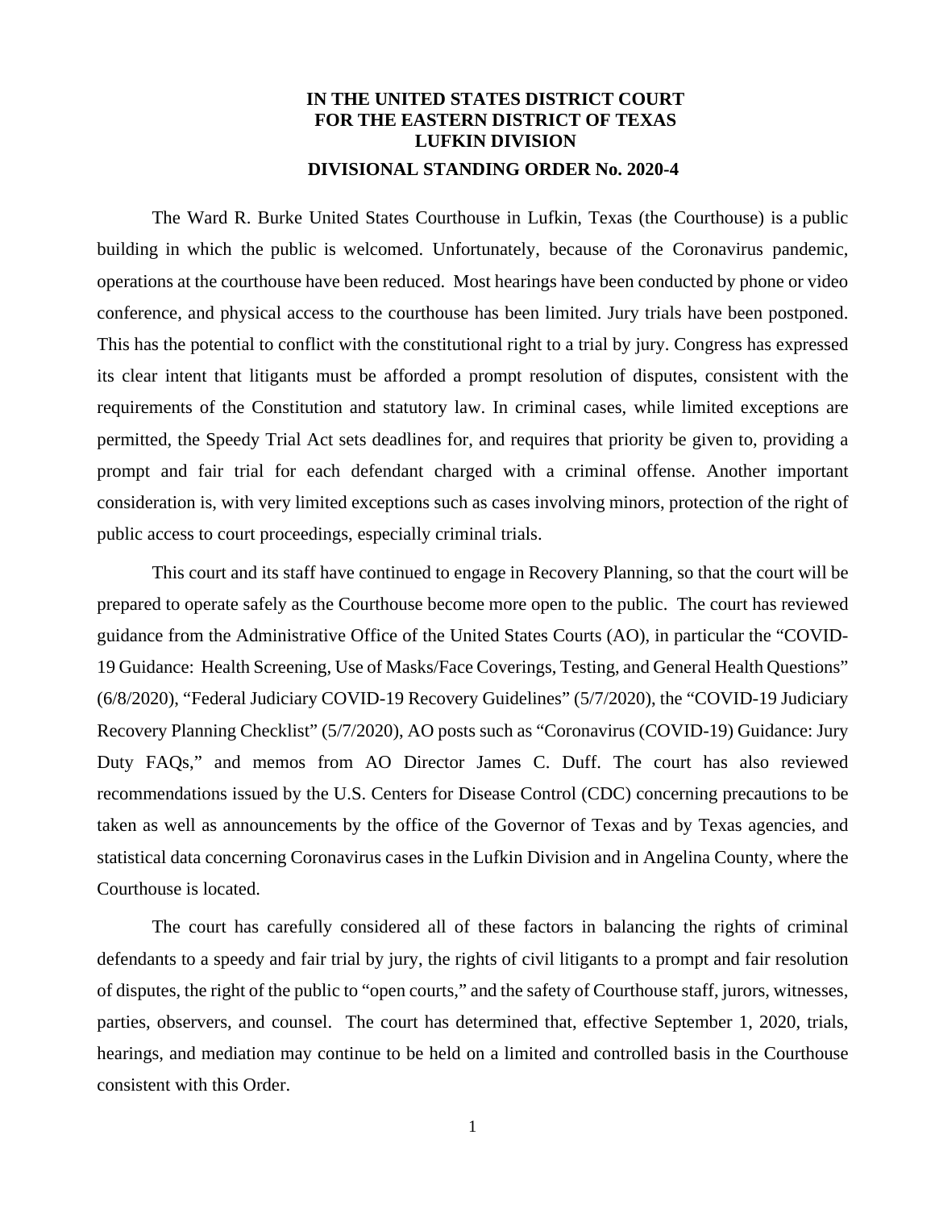**IN THE UNITED STATES DISTRICT COURT**
**FOR THE EASTERN DISTRICT OF TEXAS**
**LUFKIN DIVISION**

**DIVISIONAL STANDING ORDER No. 2020-4**

The Ward R. Burke United States Courthouse in Lufkin, Texas (the Courthouse) is a public building in which the public is welcomed. Unfortunately, because of the Coronavirus pandemic, operations at the courthouse have been reduced. Most hearings have been conducted by phone or video conference, and physical access to the courthouse has been limited. Jury trials have been postponed. This has the potential to conflict with the constitutional right to a trial by jury. Congress has expressed its clear intent that litigants must be afforded a prompt resolution of disputes, consistent with the requirements of the Constitution and statutory law. In criminal cases, while limited exceptions are permitted, the Speedy Trial Act sets deadlines for, and requires that priority be given to, providing a prompt and fair trial for each defendant charged with a criminal offense. Another important consideration is, with very limited exceptions such as cases involving minors, protection of the right of public access to court proceedings, especially criminal trials.

This court and its staff have continued to engage in Recovery Planning, so that the court will be prepared to operate safely as the Courthouse become more open to the public. The court has reviewed guidance from the Administrative Office of the United States Courts (AO), in particular the "COVID-19 Guidance: Health Screening, Use of Masks/Face Coverings, Testing, and General Health Questions" (6/8/2020), "Federal Judiciary COVID-19 Recovery Guidelines" (5/7/2020), the "COVID-19 Judiciary Recovery Planning Checklist" (5/7/2020), AO posts such as "Coronavirus (COVID-19) Guidance: Jury Duty FAQs," and memos from AO Director James C. Duff. The court has also reviewed recommendations issued by the U.S. Centers for Disease Control (CDC) concerning precautions to be taken as well as announcements by the office of the Governor of Texas and by Texas agencies, and statistical data concerning Coronavirus cases in the Lufkin Division and in Angelina County, where the Courthouse is located.

The court has carefully considered all of these factors in balancing the rights of criminal defendants to a speedy and fair trial by jury, the rights of civil litigants to a prompt and fair resolution of disputes, the right of the public to "open courts," and the safety of Courthouse staff, jurors, witnesses, parties, observers, and counsel. The court has determined that, effective September 1, 2020, trials, hearings, and mediation may continue to be held on a limited and controlled basis in the Courthouse consistent with this Order.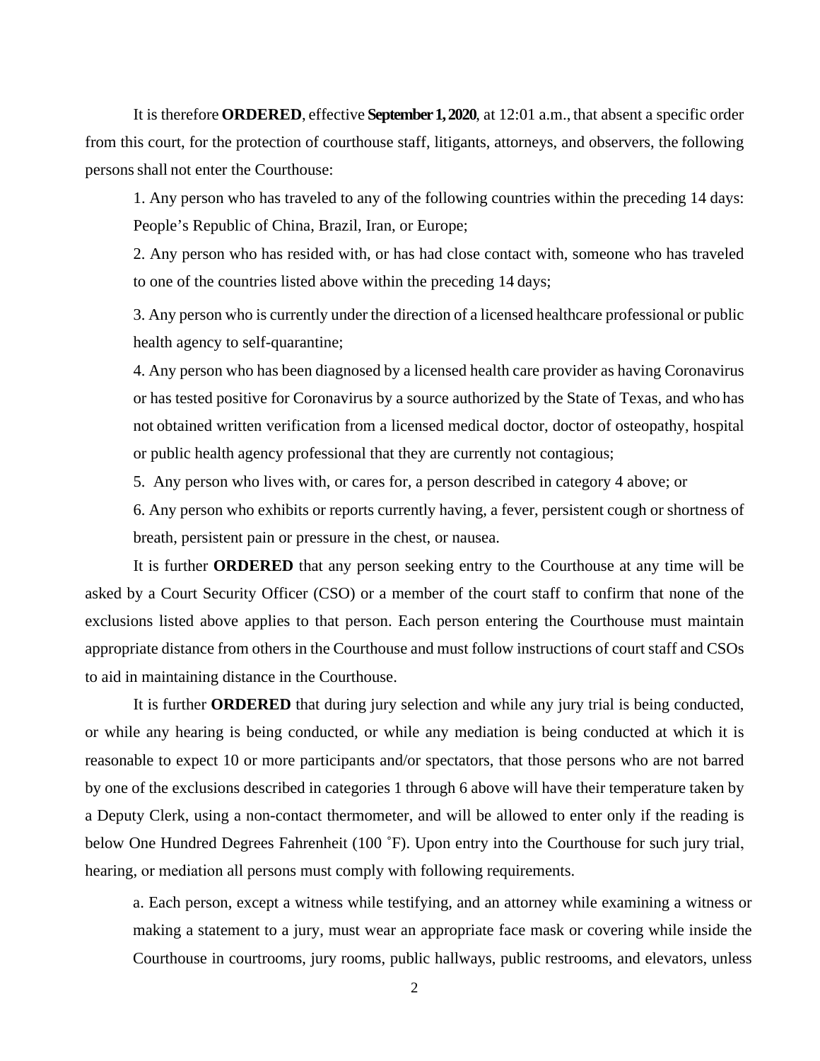It is therefore **ORDERED**, effective **September 1, 2020**, at 12:01 a.m., that absent a specific order from this court, for the protection of courthouse staff, litigants, attorneys, and observers, the following persons shall not enter the Courthouse:

1. Any person who has traveled to any of the following countries within the preceding 14 days: People's Republic of China, Brazil, Iran, or Europe;

2. Any person who has resided with, or has had close contact with, someone who has traveled to one of the countries listed above within the preceding 14 days;

3. Any person who is currently under the direction of a licensed healthcare professional or public health agency to self-quarantine;

4. Any person who has been diagnosed by a licensed health care provider as having Coronavirus or has tested positive for Coronavirus by a source authorized by the State of Texas, and who has not obtained written verification from a licensed medical doctor, doctor of osteopathy, hospital or public health agency professional that they are currently not contagious;

5. Any person who lives with, or cares for, a person described in category 4 above; or

6. Any person who exhibits or reports currently having, a fever, persistent cough or shortness of breath, persistent pain or pressure in the chest, or nausea.

It is further **ORDERED** that any person seeking entry to the Courthouse at any time will be asked by a Court Security Officer (CSO) or a member of the court staff to confirm that none of the exclusions listed above applies to that person. Each person entering the Courthouse must maintain appropriate distance from others in the Courthouse and must follow instructions of court staff and CSOs to aid in maintaining distance in the Courthouse.

It is further **ORDERED** that during jury selection and while any jury trial is being conducted, or while any hearing is being conducted, or while any mediation is being conducted at which it is reasonable to expect 10 or more participants and/or spectators, that those persons who are not barred by one of the exclusions described in categories 1 through 6 above will have their temperature taken by a Deputy Clerk, using a non-contact thermometer, and will be allowed to enter only if the reading is below One Hundred Degrees Fahrenheit (100 ˚F). Upon entry into the Courthouse for such jury trial, hearing, or mediation all persons must comply with following requirements.

a. Each person, except a witness while testifying, and an attorney while examining a witness or making a statement to a jury, must wear an appropriate face mask or covering while inside the Courthouse in courtrooms, jury rooms, public hallways, public restrooms, and elevators, unless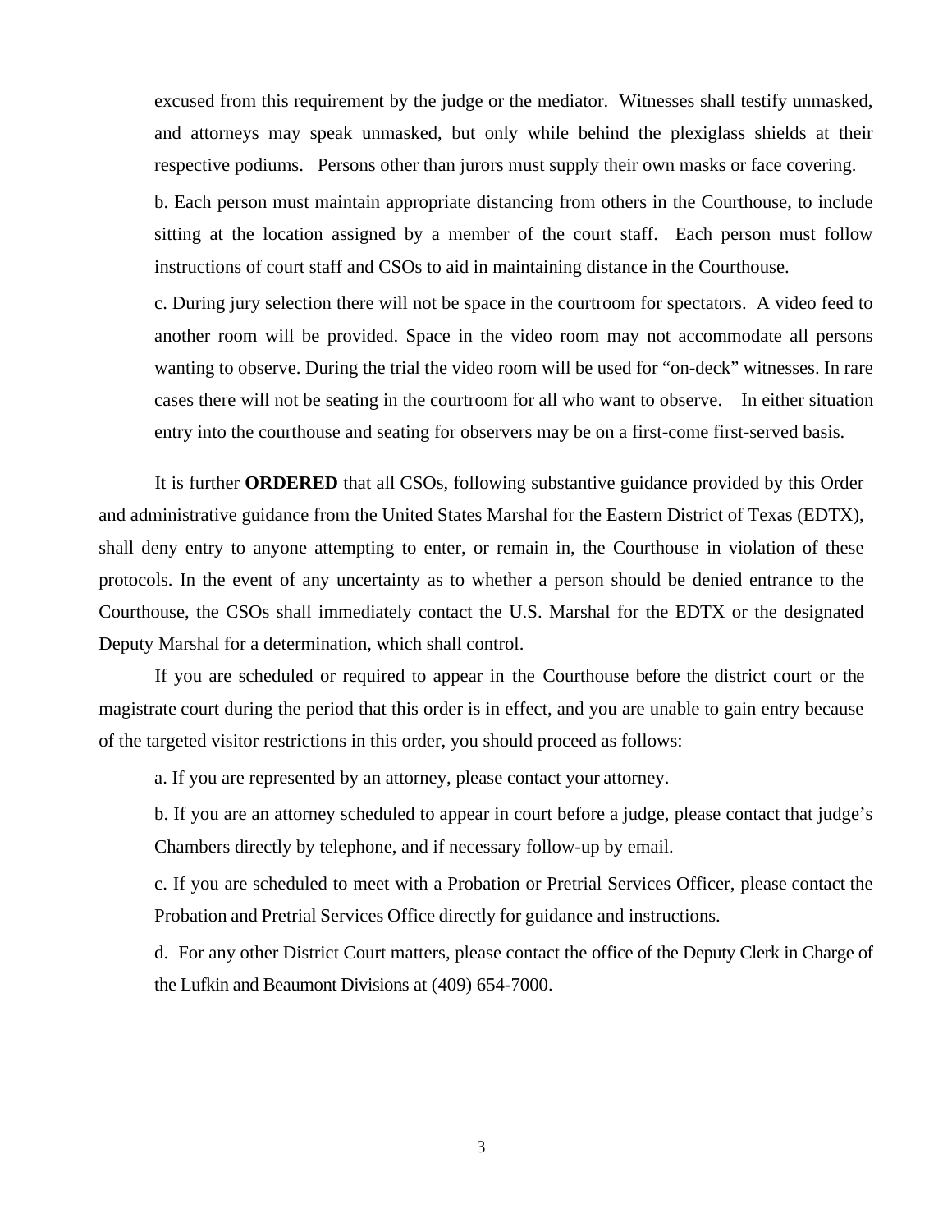excused from this requirement by the judge or the mediator. Witnesses shall testify unmasked, and attorneys may speak unmasked, but only while behind the plexiglass shields at their respective podiums. Persons other than jurors must supply their own masks or face covering.

b. Each person must maintain appropriate distancing from others in the Courthouse, to include sitting at the location assigned by a member of the court staff. Each person must follow instructions of court staff and CSOs to aid in maintaining distance in the Courthouse.

c. During jury selection there will not be space in the courtroom for spectators. A video feed to another room will be provided. Space in the video room may not accommodate all persons wanting to observe. During the trial the video room will be used for "on-deck" witnesses. In rare cases there will not be seating in the courtroom for all who want to observe. In either situation entry into the courthouse and seating for observers may be on a first-come first-served basis.

It is further **ORDERED** that all CSOs, following substantive guidance provided by this Order and administrative guidance from the United States Marshal for the Eastern District of Texas (EDTX), shall deny entry to anyone attempting to enter, or remain in, the Courthouse in violation of these protocols. In the event of any uncertainty as to whether a person should be denied entrance to the Courthouse, the CSOs shall immediately contact the U.S. Marshal for the EDTX or the designated Deputy Marshal for a determination, which shall control.

If you are scheduled or required to appear in the Courthouse before the district court or the magistrate court during the period that this order is in effect, and you are unable to gain entry because of the targeted visitor restrictions in this order, you should proceed as follows:

a. If you are represented by an attorney, please contact your attorney.

b. If you are an attorney scheduled to appear in court before a judge, please contact that judge's Chambers directly by telephone, and if necessary follow-up by email.

c. If you are scheduled to meet with a Probation or Pretrial Services Officer, please contact the Probation and Pretrial Services Office directly for guidance and instructions.

d. For any other District Court matters, please contact the office of the Deputy Clerk in Charge of the Lufkin and Beaumont Divisions at (409) 654-7000.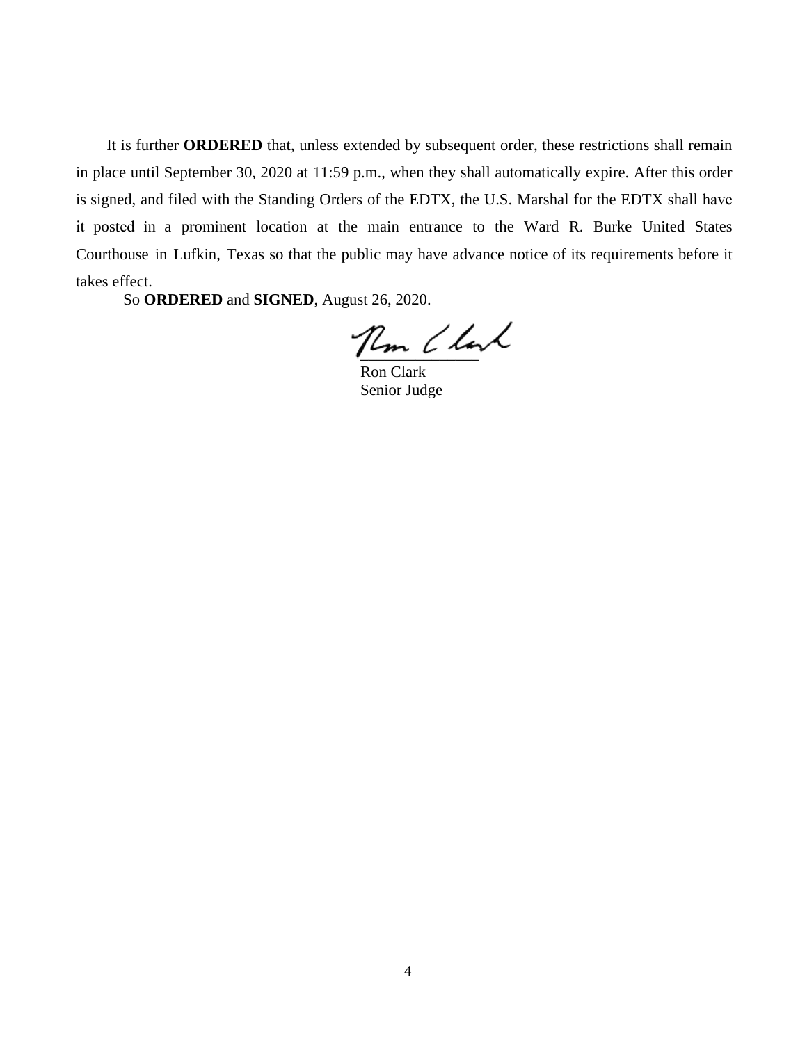It is further **ORDERED** that, unless extended by subsequent order, these restrictions shall remain in place until September 30, 2020 at 11:59 p.m., when they shall automatically expire. After this order is signed, and filed with the Standing Orders of the EDTX, the U.S. Marshal for the EDTX shall have it posted in a prominent location at the main entrance to the Ward R. Burke United States Courthouse in Lufkin, Texas so that the public may have advance notice of its requirements before it takes effect.

So **ORDERED** and **SIGNED**, August 26, 2020.

Ron Clark
Senior Judge